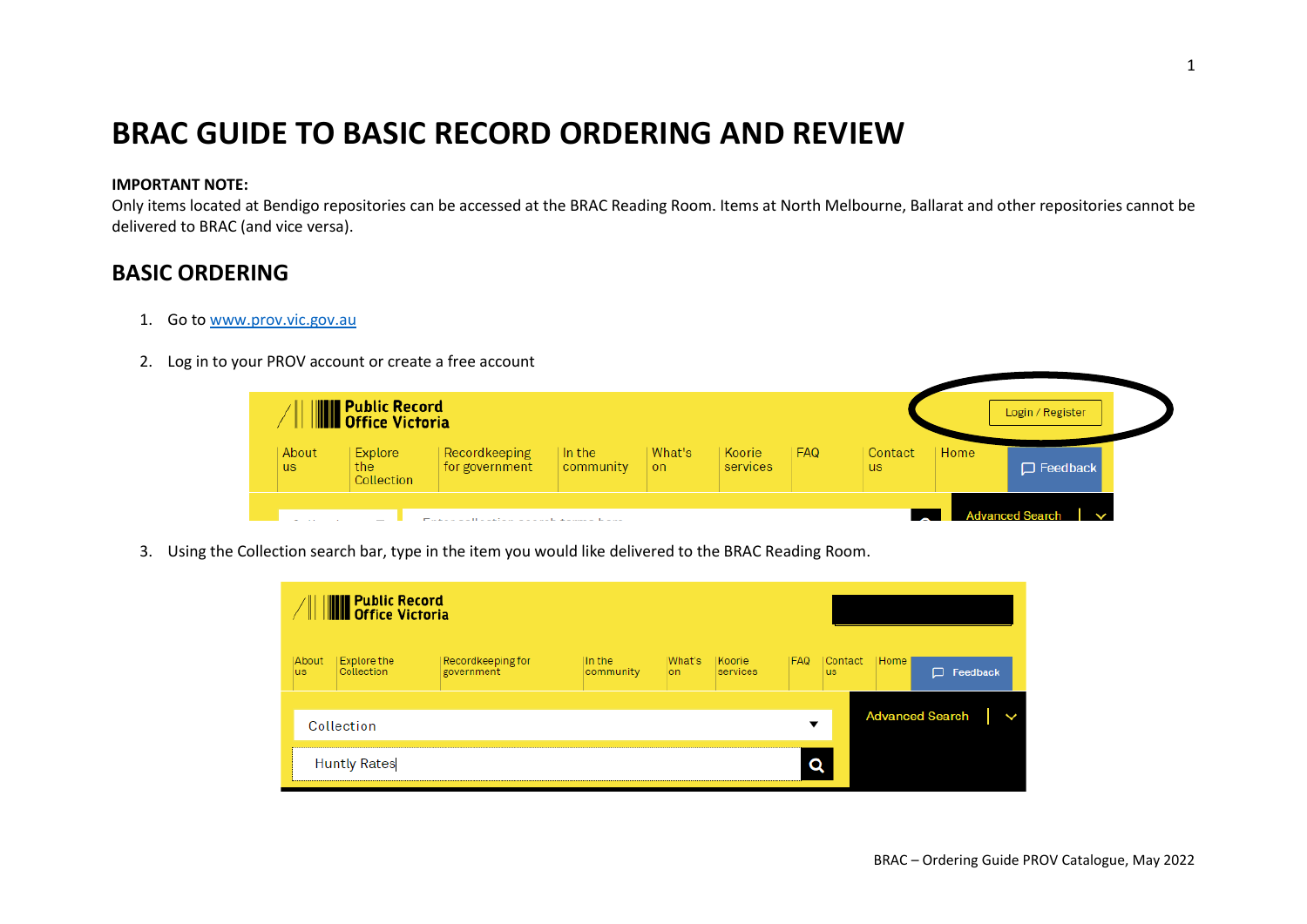# BRAC GUIDE TO BASIC RECORD ORDERING AND REVIEW

**IMPORTANT NOTE:**
Only items located at Bendigo repositories can be accessed at the BRAC Reading Room. Items at North Melbourne, Ballarat and other repositories cannot be delivered to BRAC (and vice versa).

## BASIC ORDERING

1. Go to www.prov.vic.gov.au

2. Log in to your PROV account or create a free account

3. Using the Collection search bar, type in the item you would like delivered to the BRAC Reading Room.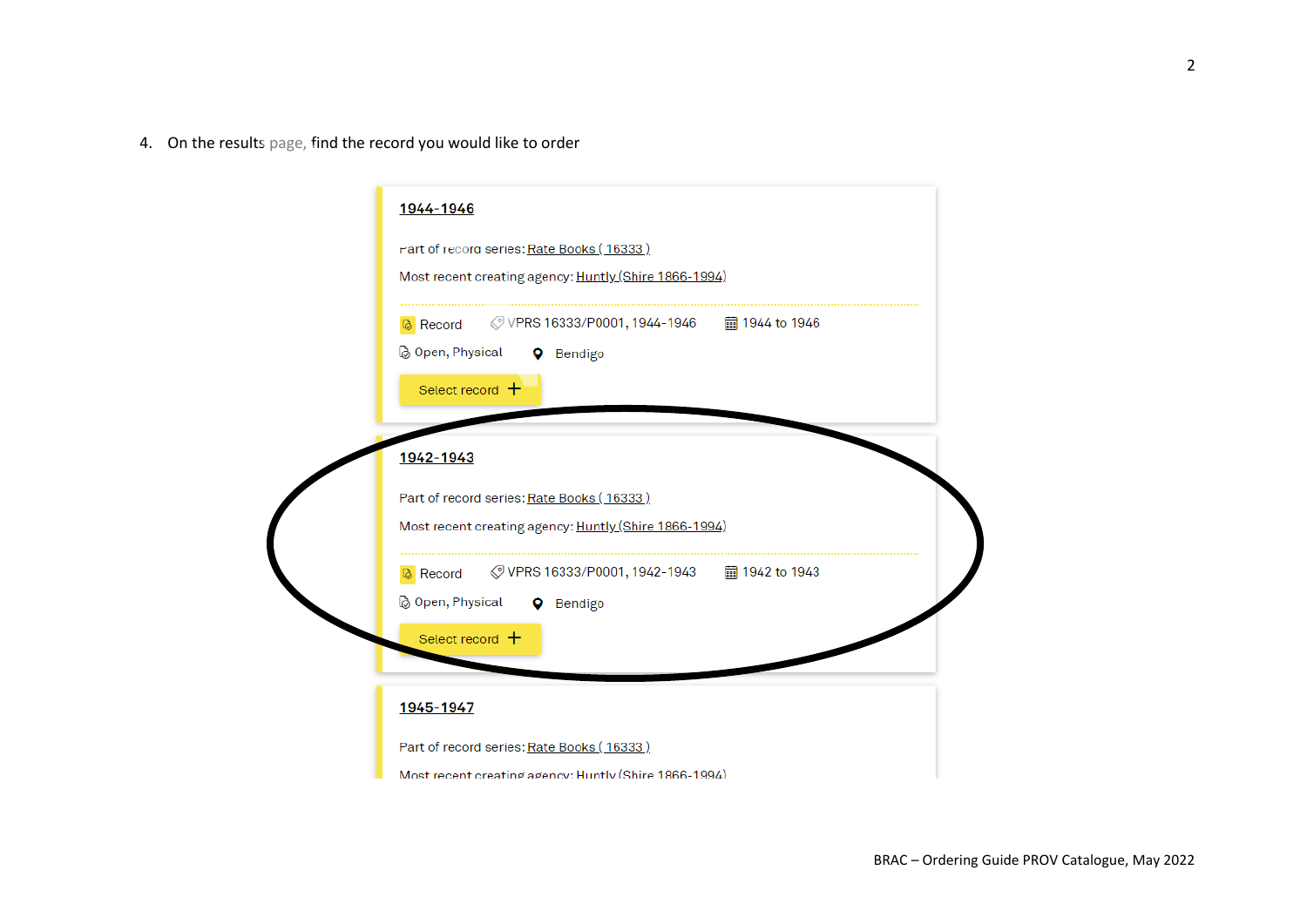4. On the results page, find the record you would like to order

**1944-1946**

Part of record series: Rate Books ( 16333 )

Most recent creating agency: Huntly (Shire 1866-1994)

Record VPRS 16333/P0001, 1944-1946 1944 to 1946

Open, Physical Bendigo

Select record +

**1942-1943**

Part of record series: Rate Books ( 16333 )

Most recent creating agency: Huntly (Shire 1866-1994)

Record VPRS 16333/P0001, 1942-1943 1942 to 1943

Open, Physical Bendigo

Select record +

**1945-1947**

Part of record series: Rate Books ( 16333 )

Most recent creating agency: Huntly (Shire 1866-1994)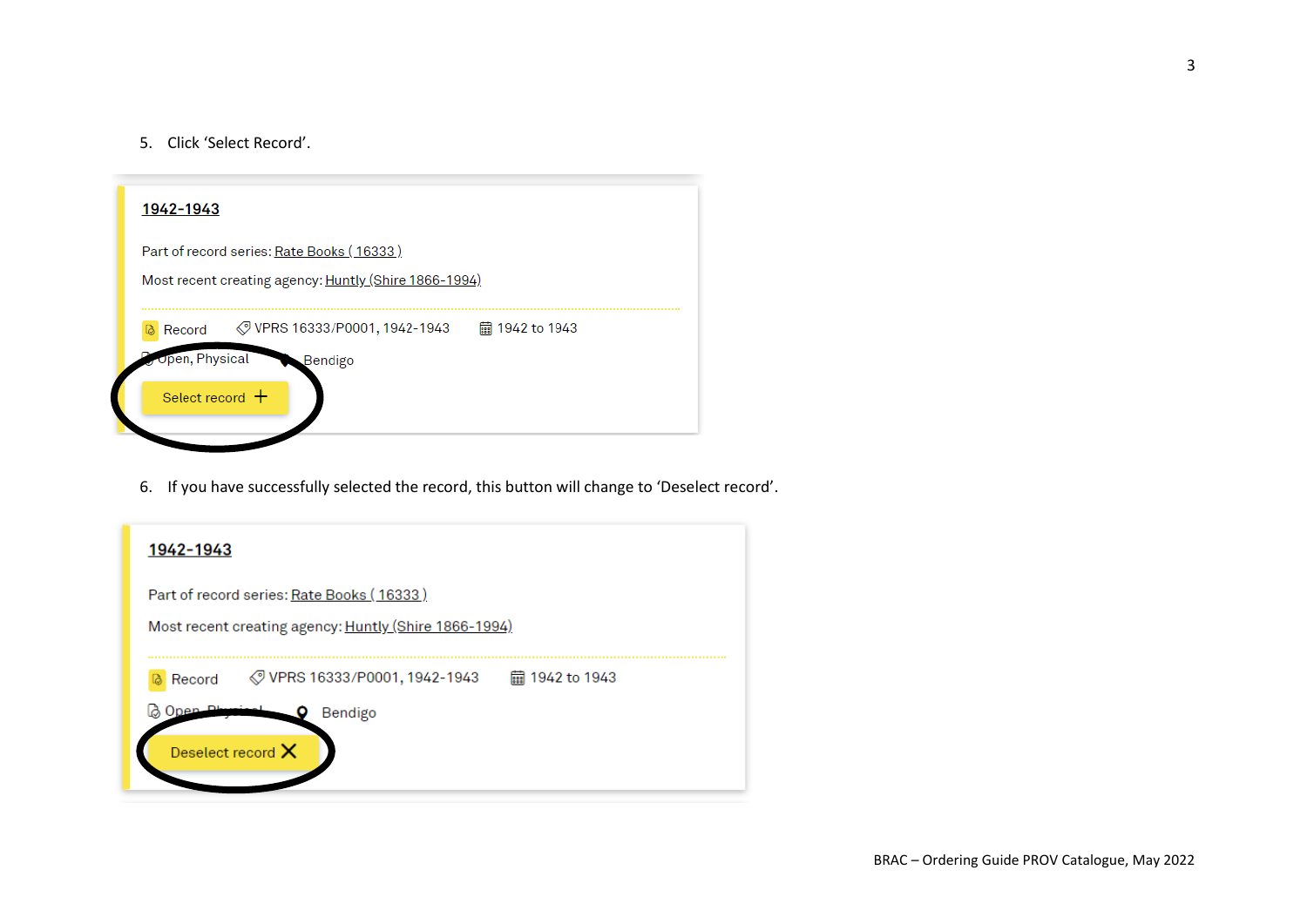5. Click 'Select Record'.

1942-1943

Part of record series: Rate Books ( 16333 )

Most recent creating agency: Huntly (Shire 1866-1994)

Record VPRS 16333/P0001, 1942-1943 1942 to 1943

Open, Physical Bendigo

Select record +

6. If you have successfully selected the record, this button will change to 'Deselect record'.

1942-1943

Part of record series: Rate Books ( 16333 )

Most recent creating agency: Huntly (Shire 1866-1994)

Record VPRS 16333/P0001, 1942-1943 1942 to 1943

Open, Physical Bendigo

Deselect record ✕

BRAC – Ordering Guide PROV Catalogue, May 2022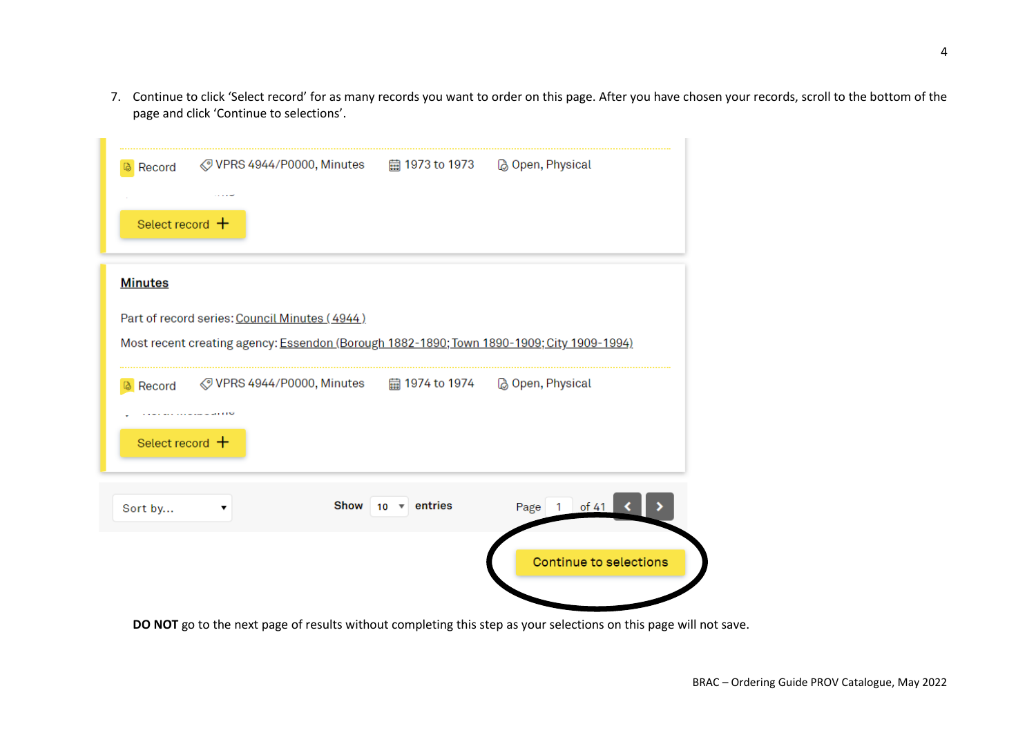7. Continue to click 'Select record' for as many records you want to order on this page. After you have chosen your records, scroll to the bottom of the page and click 'Continue to selections'.

Record | VPRS 4944/P0000, Minutes | 1973 to 1973 | Open, Physical

Select record +

**Minutes**

Part of record series: Council Minutes (4944)

Most recent creating agency: Essendon (Borough 1882-1890; Town 1890-1909; City 1909-1994)

Record | VPRS 4944/P0000, Minutes | 1974 to 1974 | Open, Physical

Select record +

Sort by... | Show 10 entries | Page 1 of 41

Continue to selections

**DO NOT** go to the next page of results without completing this step as your selections on this page will not save.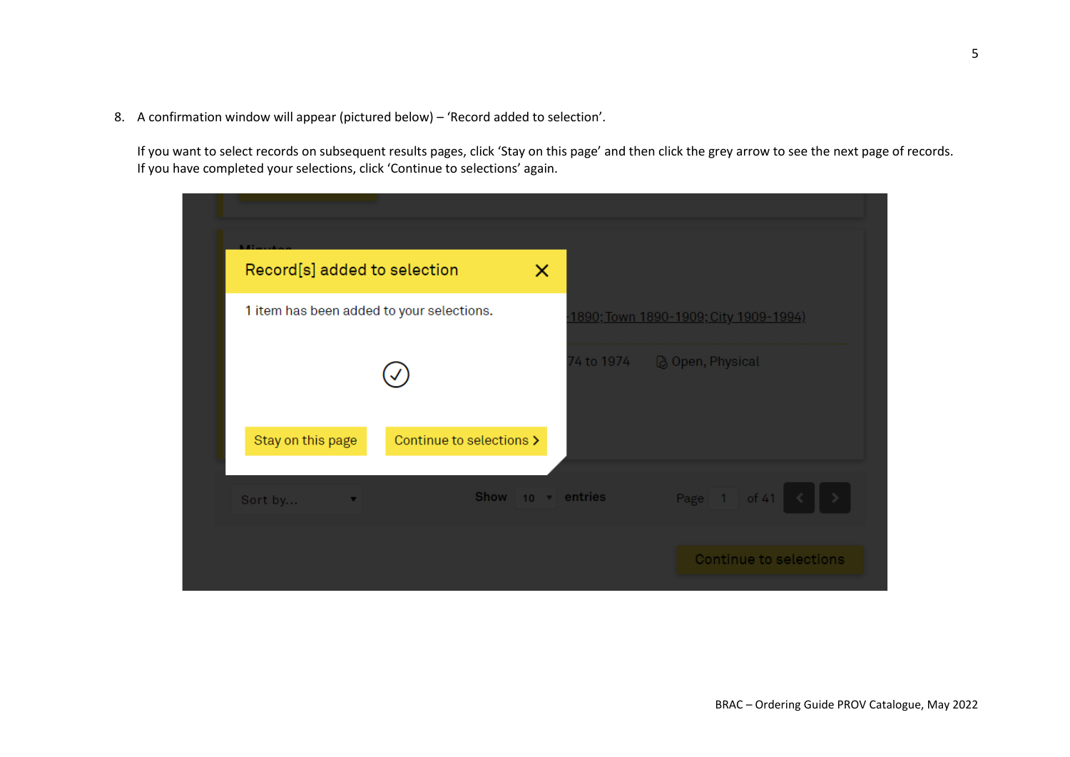8. A confirmation window will appear (pictured below) – ‘Record added to selection’.

   If you want to select records on subsequent results pages, click ‘Stay on this page’ and then click the grey arrow to see the next page of records. If you have completed your selections, click ‘Continue to selections’ again.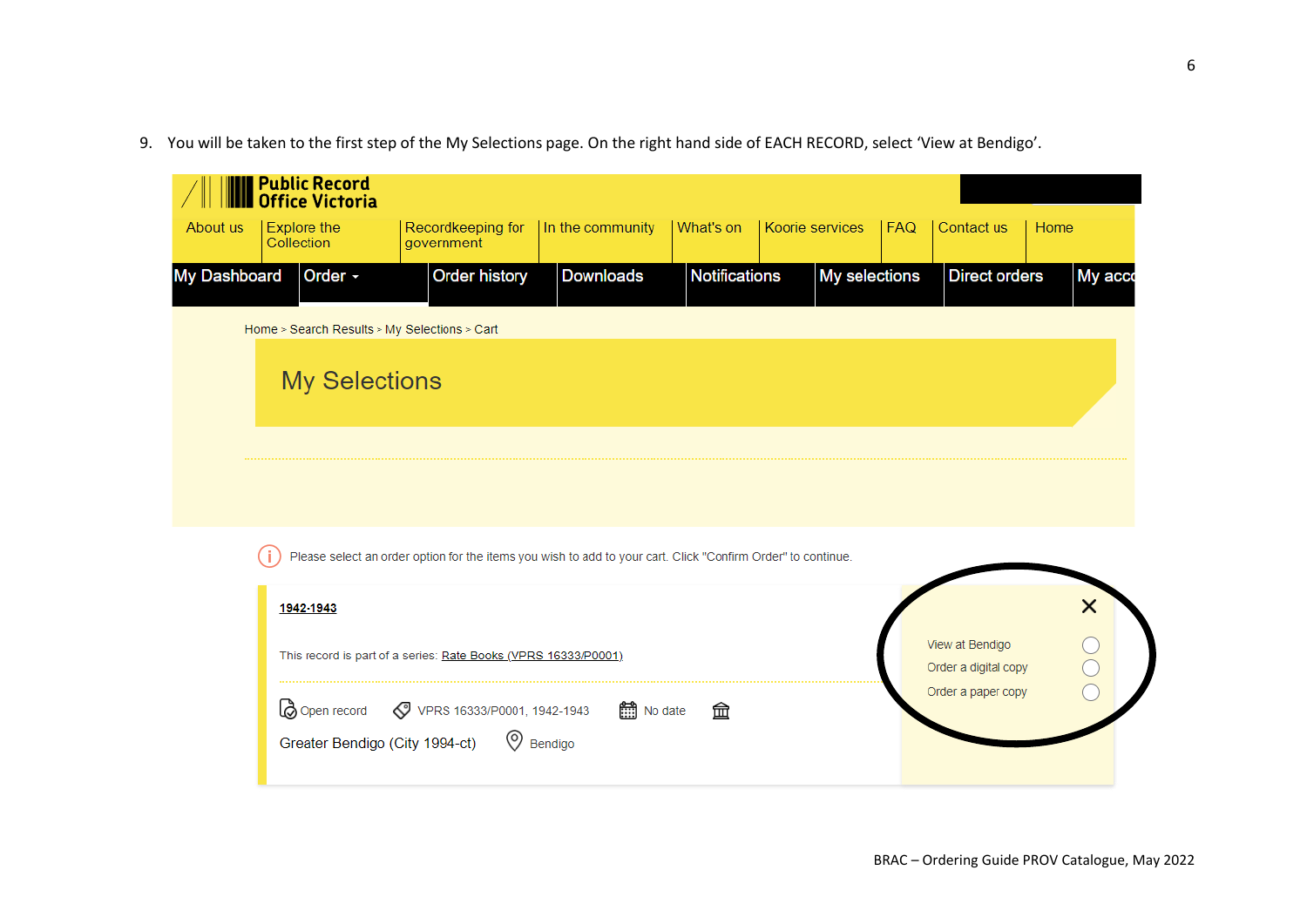9. You will be taken to the first step of the My Selections page. On the right hand side of EACH RECORD, select 'View at Bendigo'.

Public Record Office Victoria

About us | Explore the Collection | Recordkeeping for government | In the community | What's on | Koorie services | FAQ | Contact us | Home

My Dashboard | Order | Order history | Downloads | Notifications | My selections | Direct orders | My acco

Home > Search Results > My Selections > Cart

My Selections

Please select an order option for the items you wish to add to your cart. Click "Confirm Order" to continue.

1942-1943

This record is part of a series: Rate Books (VPRS 16333/P0001)

Open record VPRS 16333/P0001, 1942-1943 No date

Greater Bendigo (City 1994-ct) Bendigo

View at Bendigo

Order a digital copy

Order a paper copy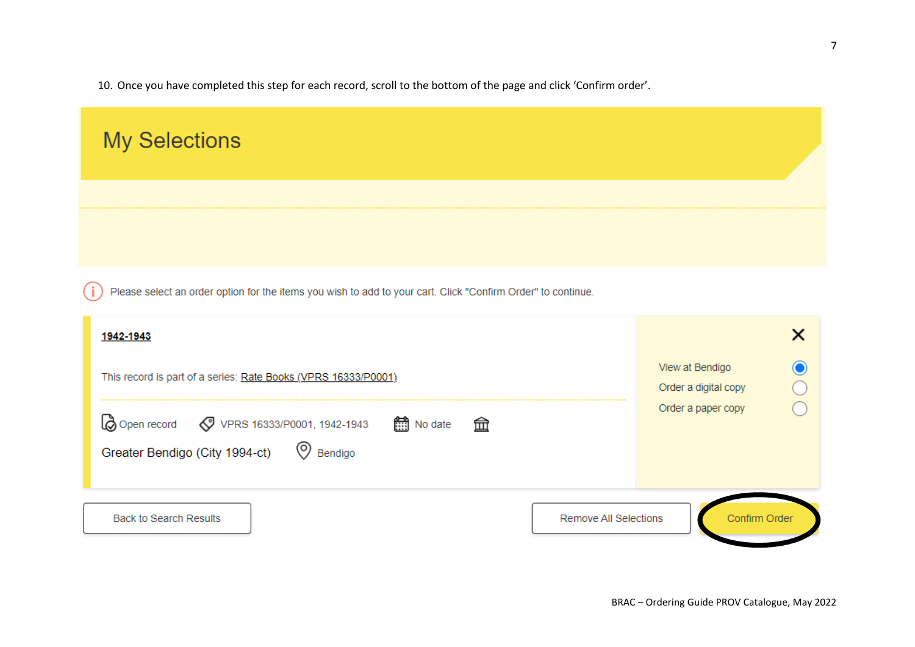10. Once you have completed this step for each record, scroll to the bottom of the page and click 'Confirm order'.

My Selections

Please select an order option for the items you wish to add to your cart. Click "Confirm Order" to continue.

1942-1943

This record is part of a series: Rate Books (VPRS 16333/P0001)

Open record VPRS 16333/P0001, 1942-1943 No date

Greater Bendigo (City 1994-ct) Bendigo

View at Bendigo

Order a digital copy

Order a paper copy

Back to Search Results

Remove All Selections

Confirm Order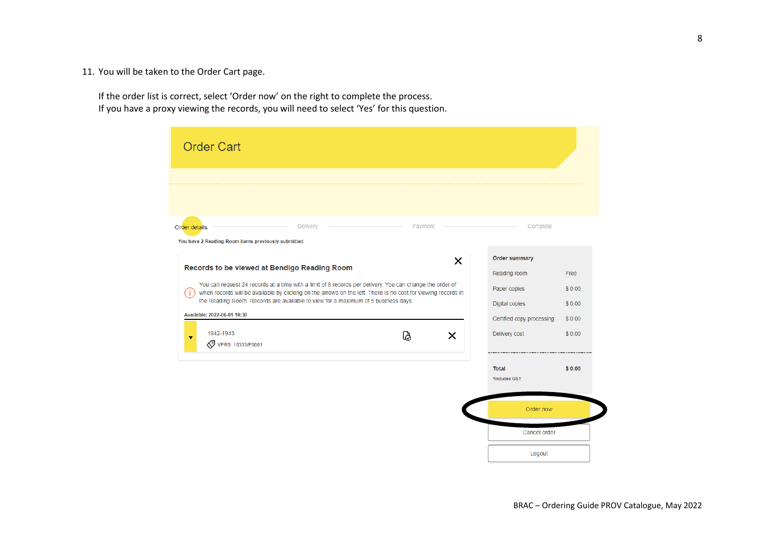11. You will be taken to the Order Cart page.

    If the order list is correct, select 'Order now' on the right to complete the process.
    If you have a proxy viewing the records, you will need to select 'Yes' for this question.

Order Cart

Order details — Delivery — Payment — Complete

You have 2 Reading Room items previously submitted

**Records to be viewed at Bendigo Reading Room**

You can request 24 records at a time with a limit of 8 records per delivery. You can change the order of when records will be available by clicking on the arrows on the left. There is no cost for viewing records in the Reading Room. Records are available to view for a maximum of 5 business days.

Available: 2022-06-01 10:30

1942-1943
VPRS 16333/P0001

**Order summary**

| | |
|---|---|
| Reading room | Free |
| Paper copies | $ 0.00 |
| Digital copies | $ 0.00 |
| Certified copy processing | $ 0.00 |
| Delivery cost | $ 0.00 |
| **Total** | **$ 0.00** |

*Includes GST

Order now

Cancel order

Logout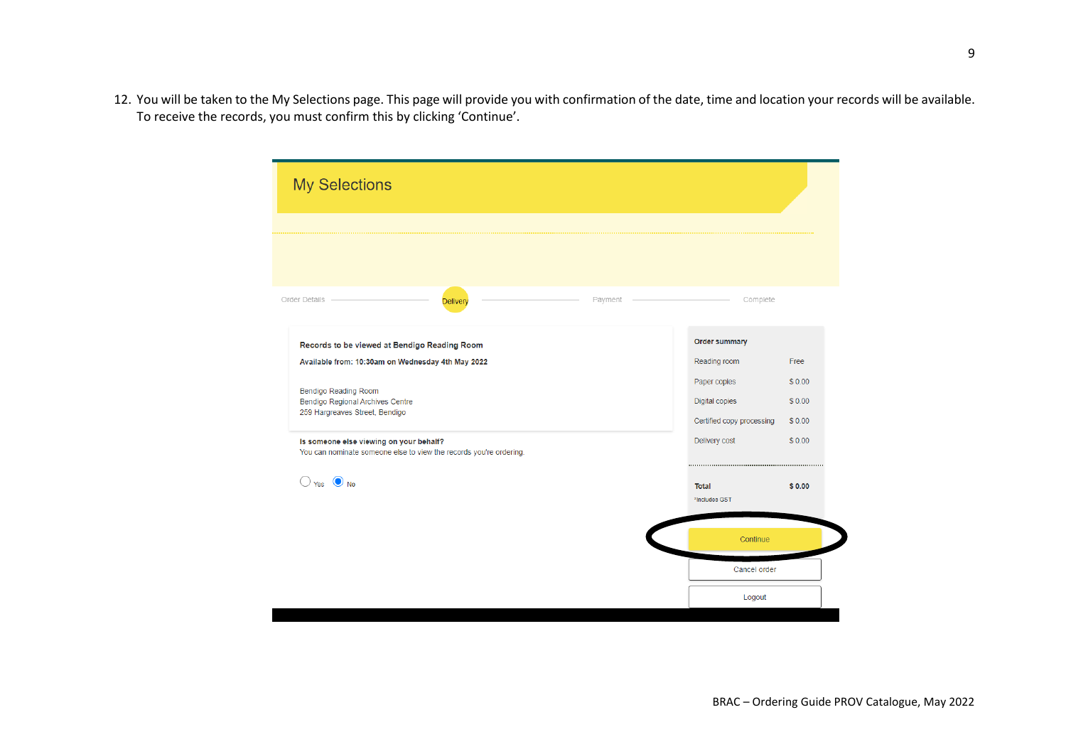12. You will be taken to the My Selections page. This page will provide you with confirmation of the date, time and location your records will be available. To receive the records, you must confirm this by clicking ‘Continue’.

My Selections

Order Details — Delivery — Payment — Complete

**Records to be viewed at Bendigo Reading Room**

**Available from: 10:30am on Wednesday 4th May 2022**

Bendigo Reading Room
Bendigo Regional Archives Centre
259 Hargreaves Street, Bendigo

**Is someone else viewing on your behalf?**
You can nominate someone else to view the records you're ordering.

Yes / No

**Order summary**

| | |
|---|---|
| Reading room | Free |
| Paper copies | $ 0.00 |
| Digital copies | $ 0.00 |
| Certified copy processing | $ 0.00 |
| Delivery cost | $ 0.00 |
| **Total** | **$ 0.00** |

*Includes GST

Continue

Cancel order

Logout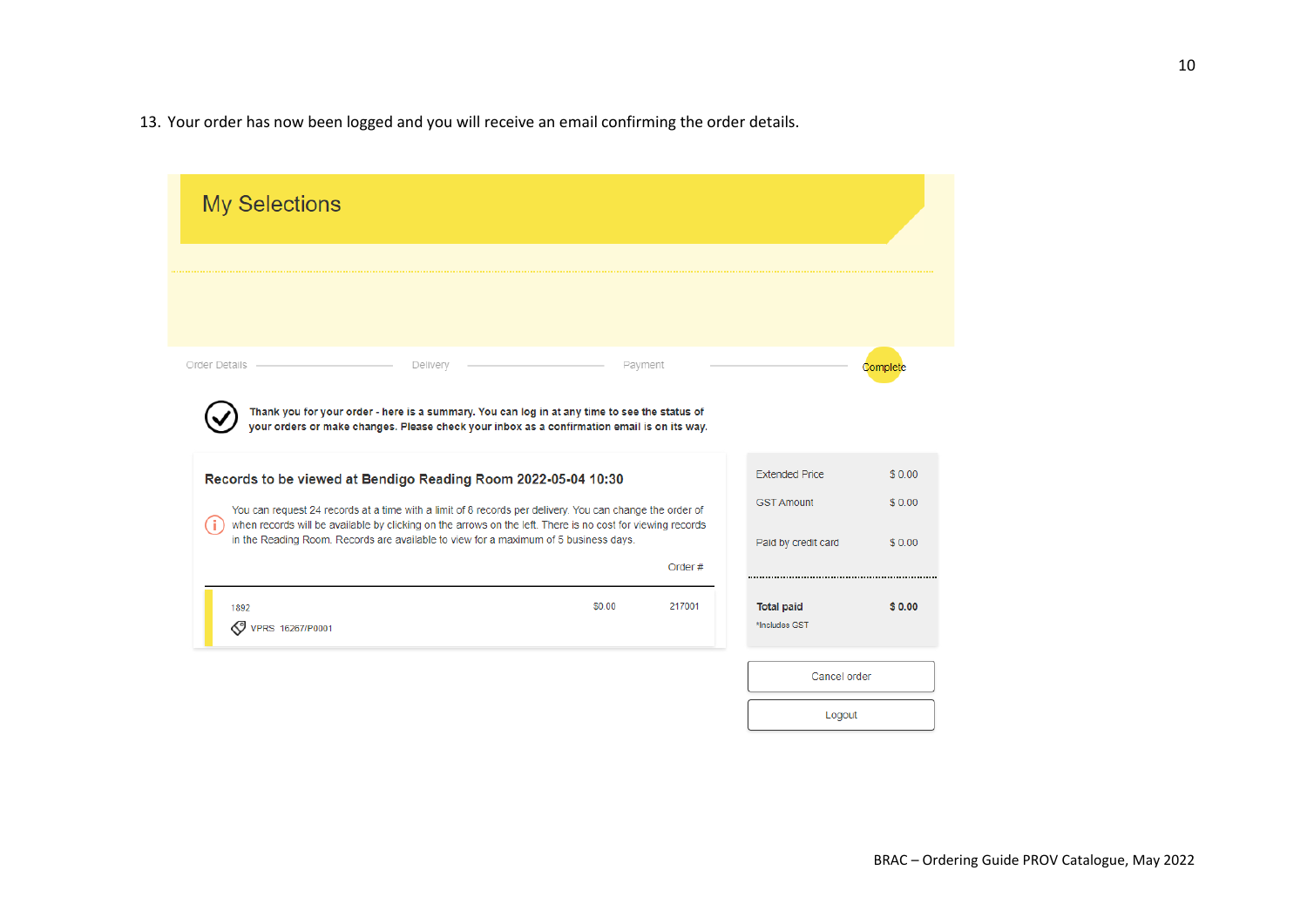13. Your order has now been logged and you will receive an email confirming the order details.

My Selections

Order Details — Delivery — Payment — Complete

Thank you for your order - here is a summary. You can log in at any time to see the status of your orders or make changes. Please check your inbox as a confirmation email is on its way.

**Records to be viewed at Bendigo Reading Room 2022-05-04 10:30**

You can request 24 records at a time with a limit of 8 records per delivery. You can change the order of when records will be available by clicking on the arrows on the left. There is no cost for viewing records in the Reading Room. Records are available to view for a maximum of 5 business days.

| | | Order # |
|---|---|---|
| 1892<br>VPRS 16267/P0001 | $0.00 | 217001 |

| | |
|---|---|
| Extended Price | $ 0.00 |
| GST Amount | $ 0.00 |
| Paid by credit card | $ 0.00 |
| **Total paid**<br>*Includes GST | **$ 0.00** |

Cancel order

Logout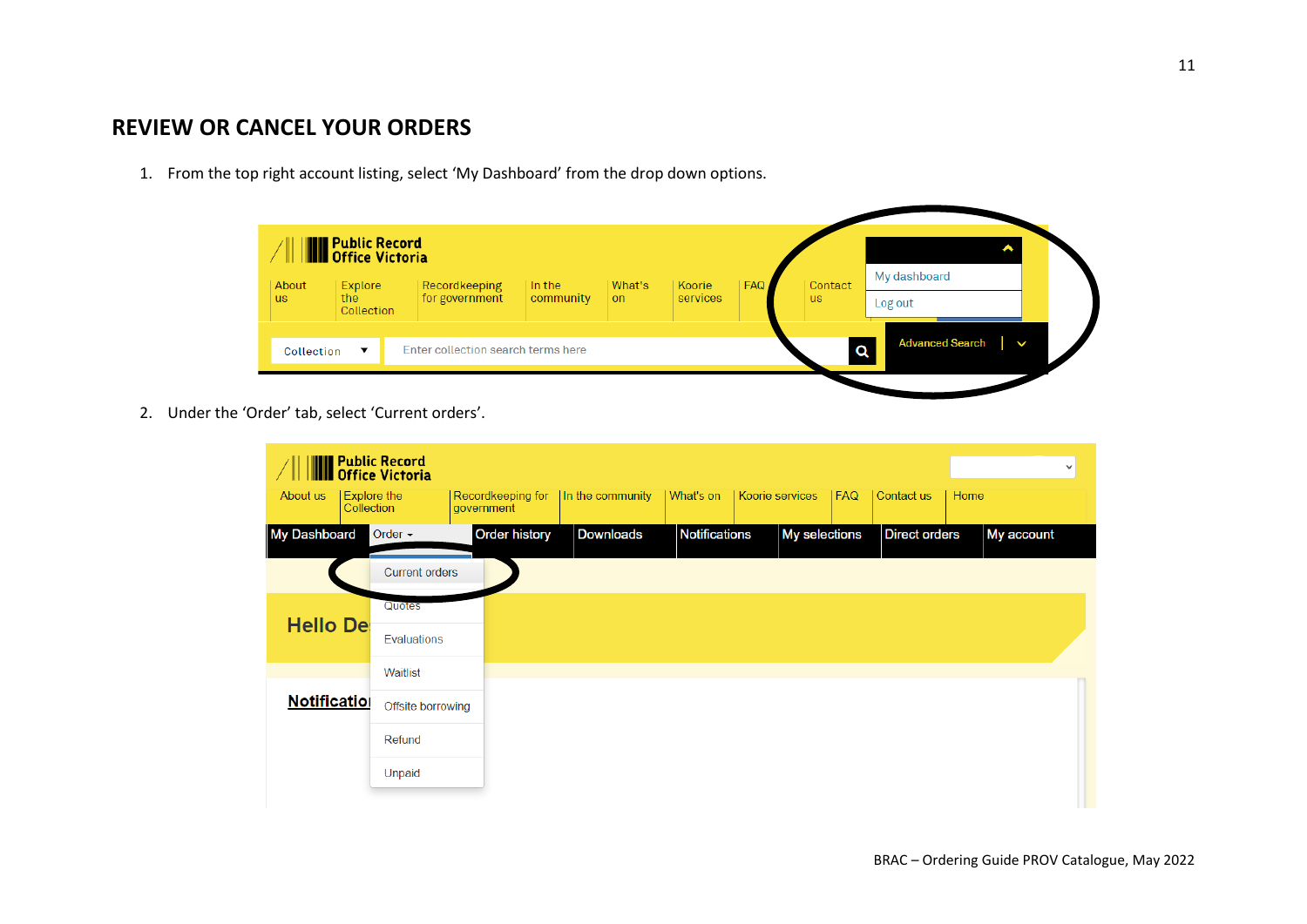## REVIEW OR CANCEL YOUR ORDERS

1. From the top right account listing, select 'My Dashboard' from the drop down options.

2. Under the 'Order' tab, select 'Current orders'.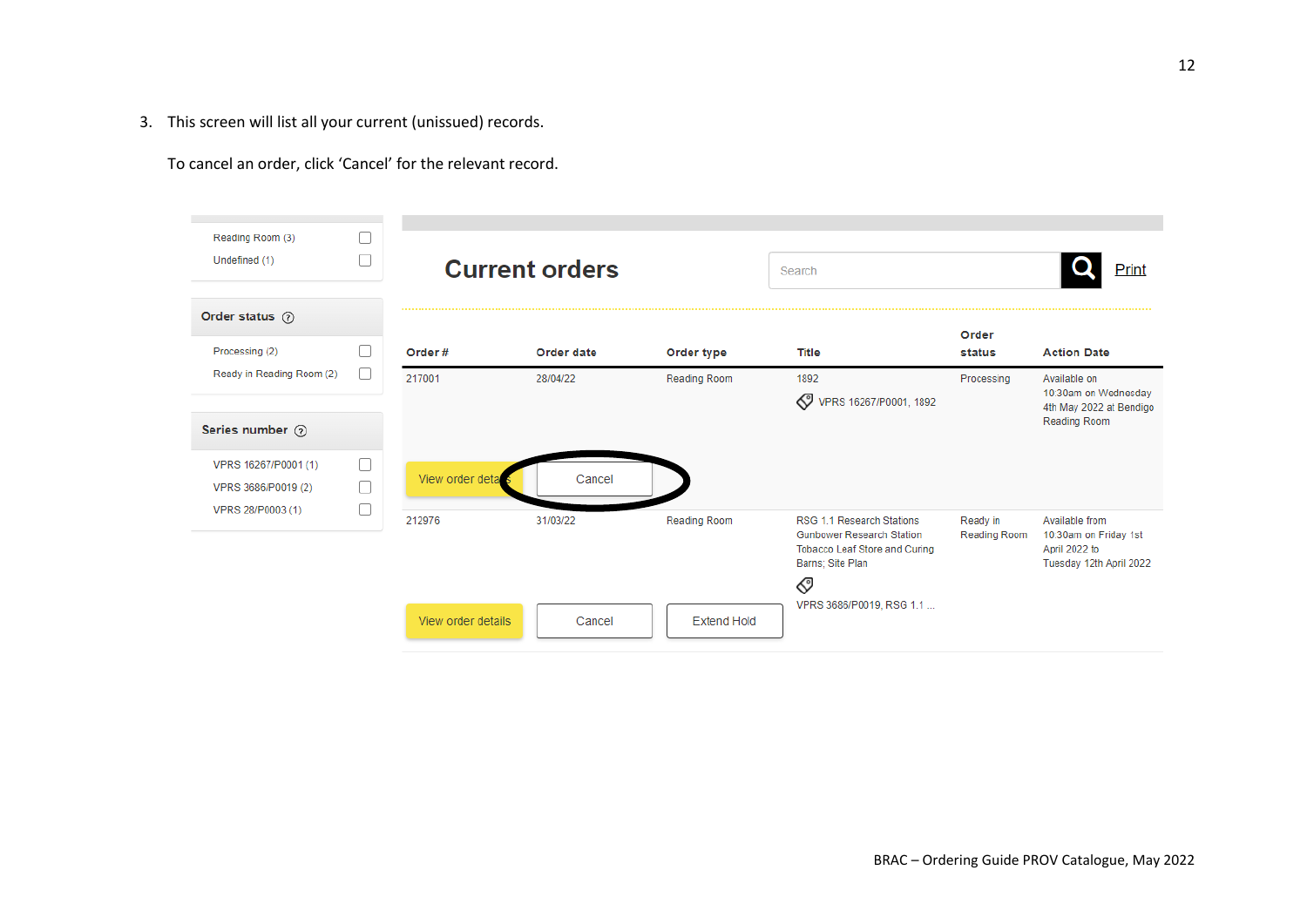3. This screen will list all your current (unissued) records.

   To cancel an order, click 'Cancel' for the relevant record.

Reading Room (3)
Undefined (1)

**Order status**

Processing (2)
Ready in Reading Room (2)

**Series number**

VPRS 16267/P0001 (1)
VPRS 3686/P0019 (2)
VPRS 28/P0003 (1)

## Current orders

Search

Print

| Order # | Order date | Order type | Title | Order status | Action Date |
|---|---|---|---|---|---|
| 217001 | 28/04/22 | Reading Room | 1892 VPRS 16267/P0001, 1892 | Processing | Available on 10:30am on Wednesday 4th May 2022 at Bendigo Reading Room |
| View order details | Cancel | | | | |
| 212976 | 31/03/22 | Reading Room | RSG 1.1 Research Stations Gunbower Research Station Tobacco Leaf Store and Curing Barns; Site Plan VPRS 3686/P0019, RSG 1.1 ... | Ready in Reading Room | Available from 10:30am on Friday 1st April 2022 to Tuesday 12th April 2022 |
| View order details | Cancel | Extend Hold | | | |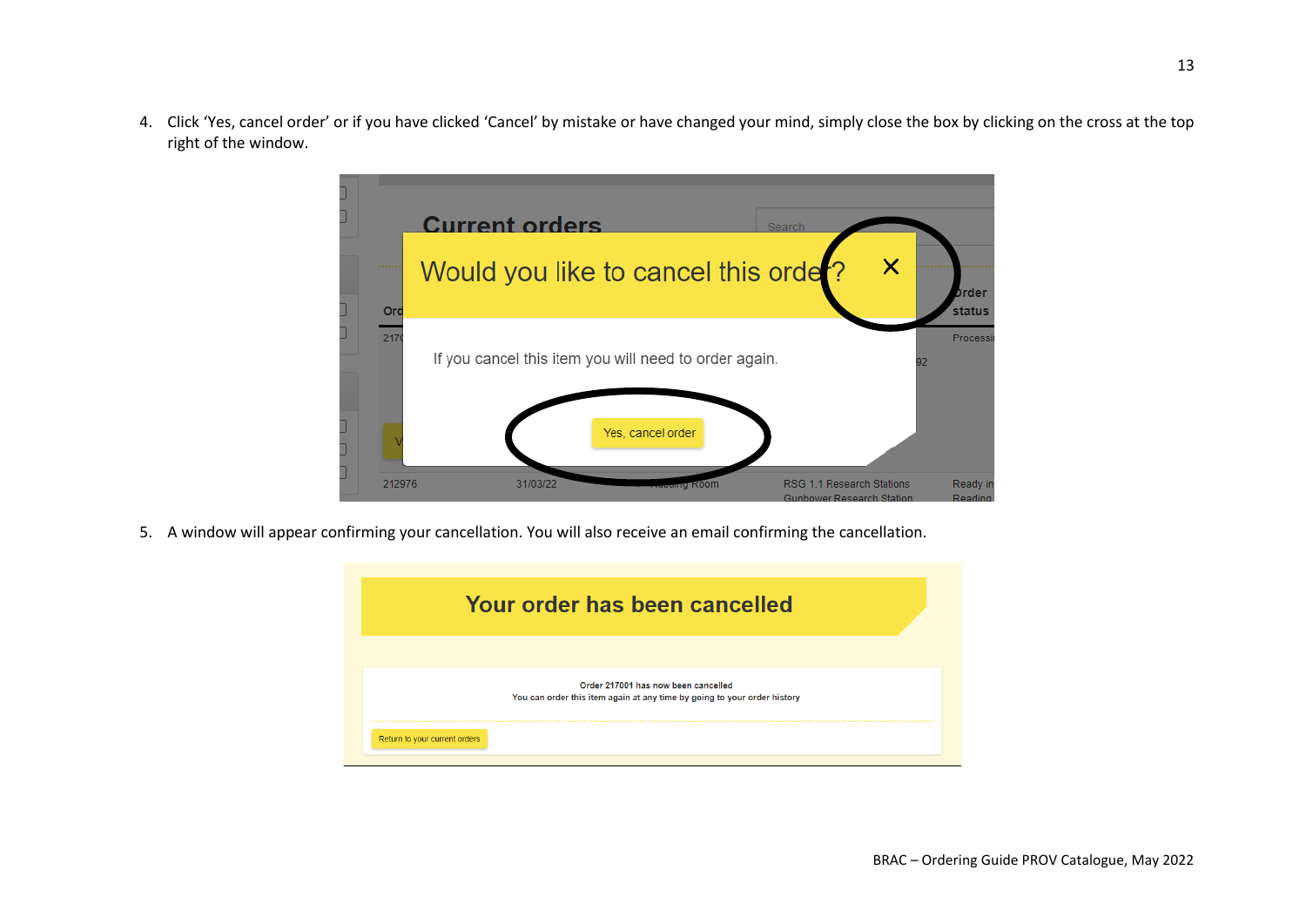4. Click 'Yes, cancel order' or if you have clicked 'Cancel' by mistake or have changed your mind, simply close the box by clicking on the cross at the top right of the window.

5. A window will appear confirming your cancellation. You will also receive an email confirming the cancellation.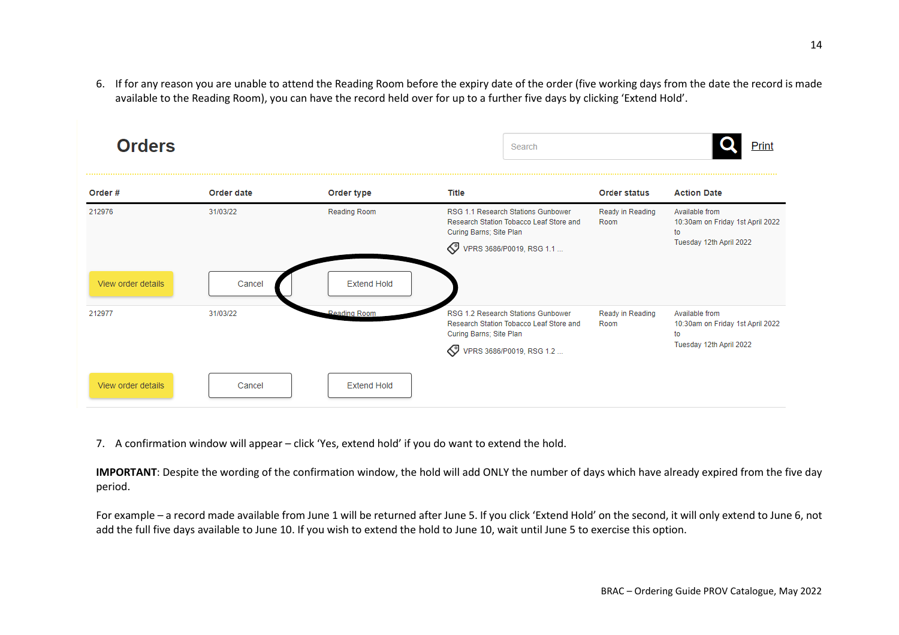6. If for any reason you are unable to attend the Reading Room before the expiry date of the order (five working days from the date the record is made available to the Reading Room), you can have the record held over for up to a further five days by clicking 'Extend Hold'.

## Orders

Search | Print

| Order # | Order date | Order type | Title | Order status | Action Date |
|---|---|---|---|---|---|
| 212976 | 31/03/22 | Reading Room | RSG 1.1 Research Stations Gunbower Research Station Tobacco Leaf Store and Curing Barns; Site Plan<br>VPRS 3686/P0019, RSG 1.1 ... | Ready in Reading Room | Available from 10:30am on Friday 1st April 2022 to Tuesday 12th April 2022 |
| View order details | Cancel | Extend Hold | | | |
| 212977 | 31/03/22 | Reading Room | RSG 1.2 Research Stations Gunbower Research Station Tobacco Leaf Store and Curing Barns; Site Plan<br>VPRS 3686/P0019, RSG 1.2 ... | Ready in Reading Room | Available from 10:30am on Friday 1st April 2022 to Tuesday 12th April 2022 |
| View order details | Cancel | Extend Hold | | | |

7. A confirmation window will appear – click 'Yes, extend hold' if you do want to extend the hold.

**IMPORTANT**: Despite the wording of the confirmation window, the hold will add ONLY the number of days which have already expired from the five day period.

For example – a record made available from June 1 will be returned after June 5. If you click 'Extend Hold' on the second, it will only extend to June 6, not add the full five days available to June 10. If you wish to extend the hold to June 10, wait until June 5 to exercise this option.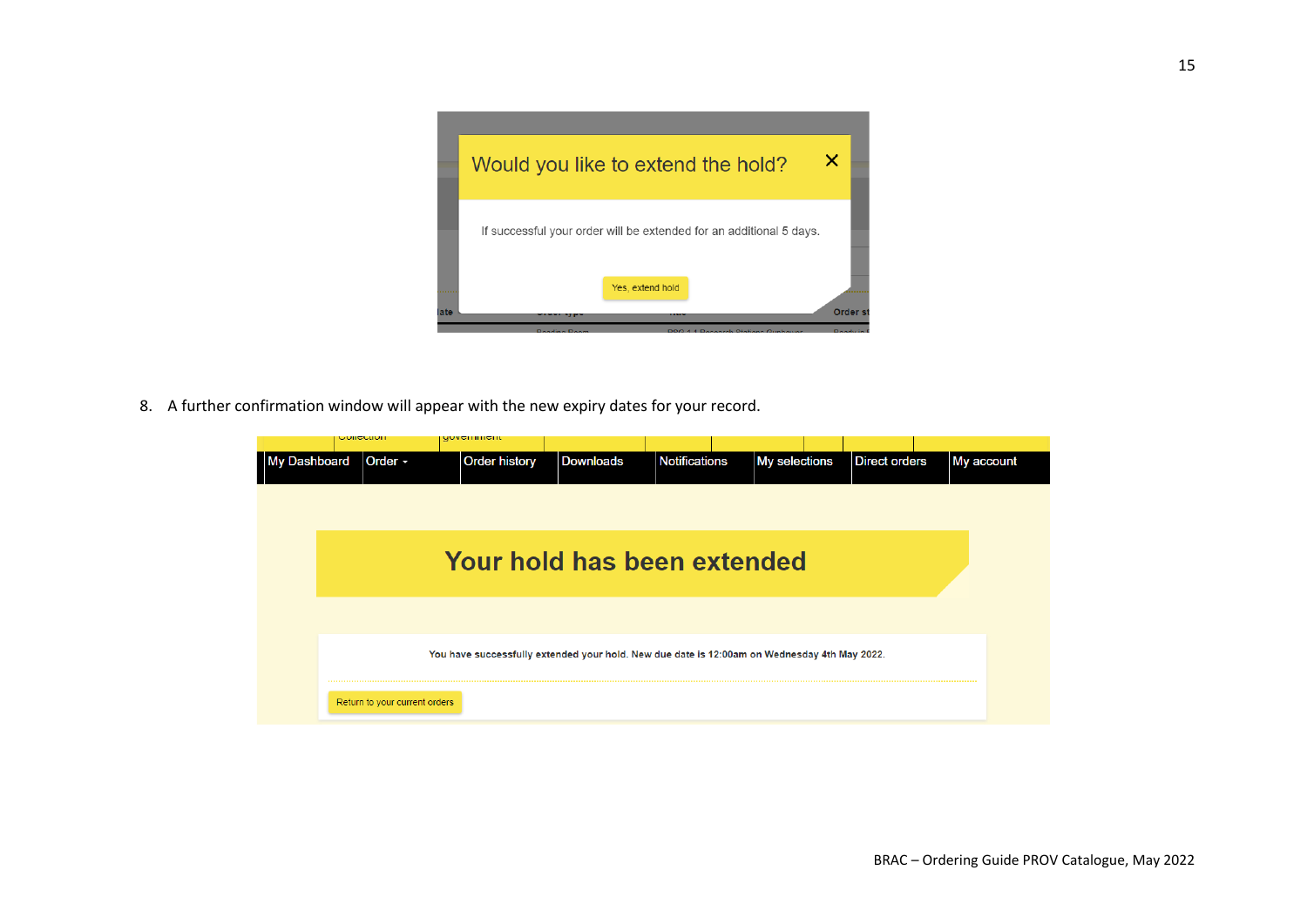8. A further confirmation window will appear with the new expiry dates for your record.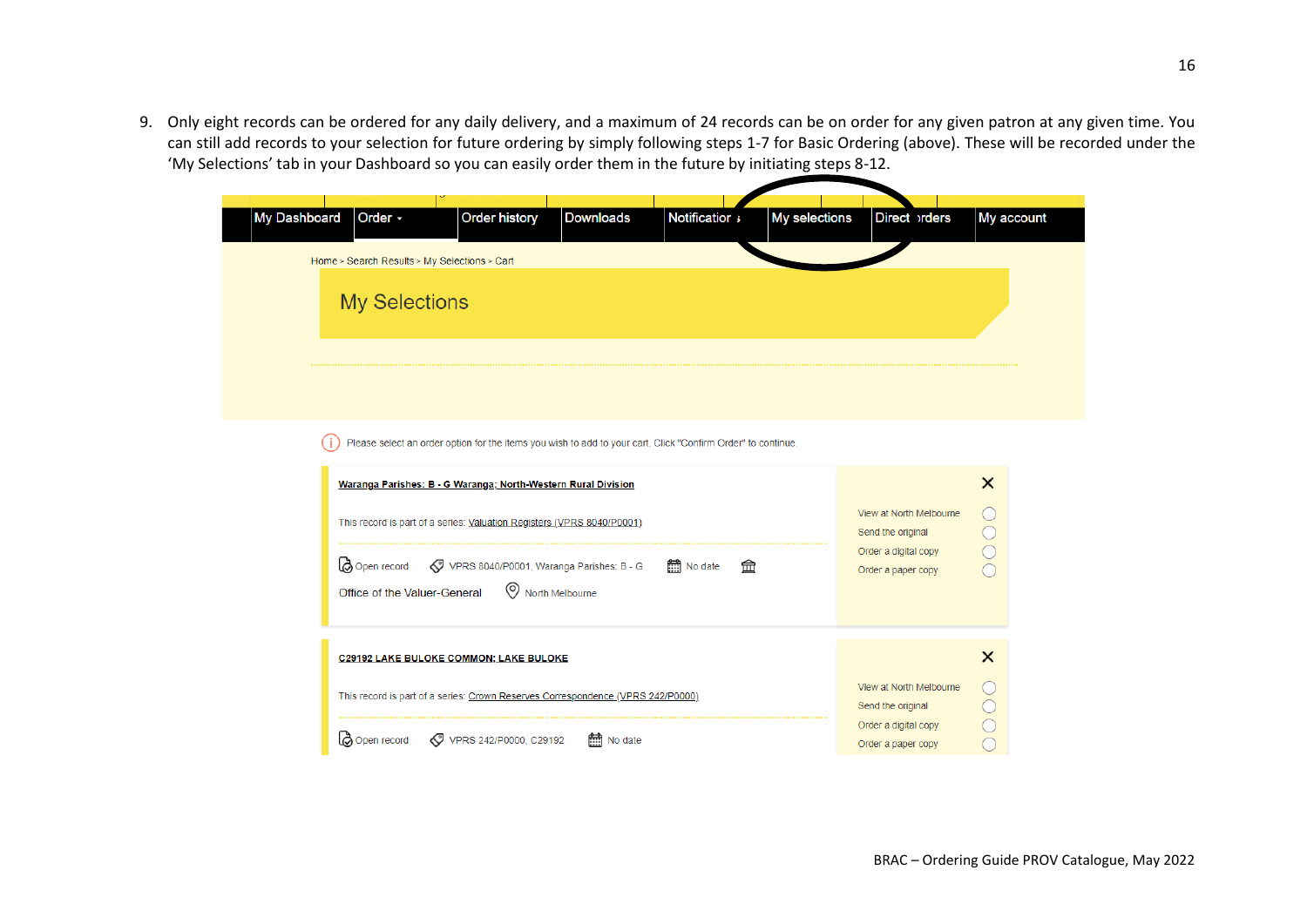9. Only eight records can be ordered for any daily delivery, and a maximum of 24 records can be on order for any given patron at any given time. You can still add records to your selection for future ordering by simply following steps 1-7 for Basic Ordering (above). These will be recorded under the 'My Selections' tab in your Dashboard so you can easily order them in the future by initiating steps 8-12.

My Dashboard | Order | Order history | Downloads | Notifications | My selections | Direct orders | My account

Home > Search Results > My Selections > Cart

My Selections

Please select an order option for the items you wish to add to your cart. Click "Confirm Order" to continue.

Waranga Parishes: B - G Waranga; North-Western Rural Division

This record is part of a series: Valuation Registers (VPRS 8040/P0001)

Open record | VPRS 8040/P0001, Waranga Parishes: B - G | No date

Office of the Valuer-General | North Melbourne

View at North Melbourne
Send the original
Order a digital copy
Order a paper copy

C29192 LAKE BULOKE COMMON; LAKE BULOKE

This record is part of a series: Crown Reserves Correspondence (VPRS 242/P0000)

Open record | VPRS 242/P0000, C29192 | No date

View at North Melbourne
Send the original
Order a digital copy
Order a paper copy

BRAC – Ordering Guide PROV Catalogue, May 2022